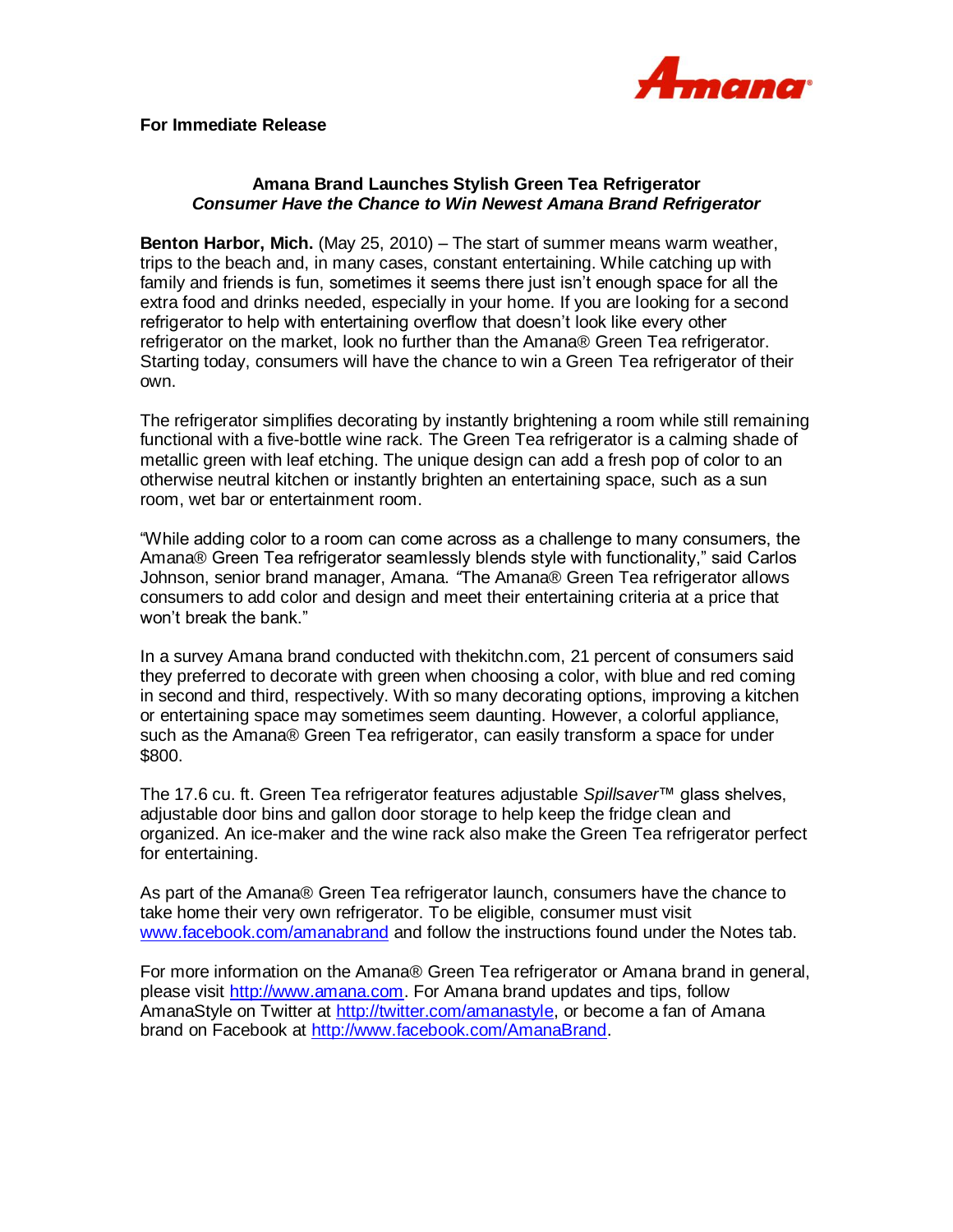Amana

**For Immediate Release**

**Amana Brand Launches Stylish Green Tea Refrigerator**
***Consumer Have the Chance to Win Newest Amana Brand Refrigerator***

**Benton Harbor, Mich.** (May 25, 2010) – The start of summer means warm weather, trips to the beach and, in many cases, constant entertaining. While catching up with family and friends is fun, sometimes it seems there just isn't enough space for all the extra food and drinks needed, especially in your home. If you are looking for a second refrigerator to help with entertaining overflow that doesn't look like every other refrigerator on the market, look no further than the Amana® Green Tea refrigerator. Starting today, consumers will have the chance to win a Green Tea refrigerator of their own.

The refrigerator simplifies decorating by instantly brightening a room while still remaining functional with a five-bottle wine rack. The Green Tea refrigerator is a calming shade of metallic green with leaf etching. The unique design can add a fresh pop of color to an otherwise neutral kitchen or instantly brighten an entertaining space, such as a sun room, wet bar or entertainment room.

"While adding color to a room can come across as a challenge to many consumers, the Amana® Green Tea refrigerator seamlessly blends style with functionality," said Carlos Johnson, senior brand manager, Amana. "The Amana® Green Tea refrigerator allows consumers to add color and design and meet their entertaining criteria at a price that won't break the bank."

In a survey Amana brand conducted with thekitchn.com, 21 percent of consumers said they preferred to decorate with green when choosing a color, with blue and red coming in second and third, respectively. With so many decorating options, improving a kitchen or entertaining space may sometimes seem daunting. However, a colorful appliance, such as the Amana® Green Tea refrigerator, can easily transform a space for under $800.

The 17.6 cu. ft. Green Tea refrigerator features adjustable *Spillsaver*™ glass shelves, adjustable door bins and gallon door storage to help keep the fridge clean and organized. An ice-maker and the wine rack also make the Green Tea refrigerator perfect for entertaining.

As part of the Amana® Green Tea refrigerator launch, consumers have the chance to take home their very own refrigerator. To be eligible, consumer must visit [www.facebook.com/amanabrand](www.facebook.com/amanabrand) and follow the instructions found under the Notes tab.

For more information on the Amana® Green Tea refrigerator or Amana brand in general, please visit [http://www.amana.com](http://www.amana.com). For Amana brand updates and tips, follow AmanaStyle on Twitter at [http://twitter.com/amanastyle](http://twitter.com/amanastyle), or become a fan of Amana brand on Facebook at [http://www.facebook.com/AmanaBrand](http://www.facebook.com/AmanaBrand).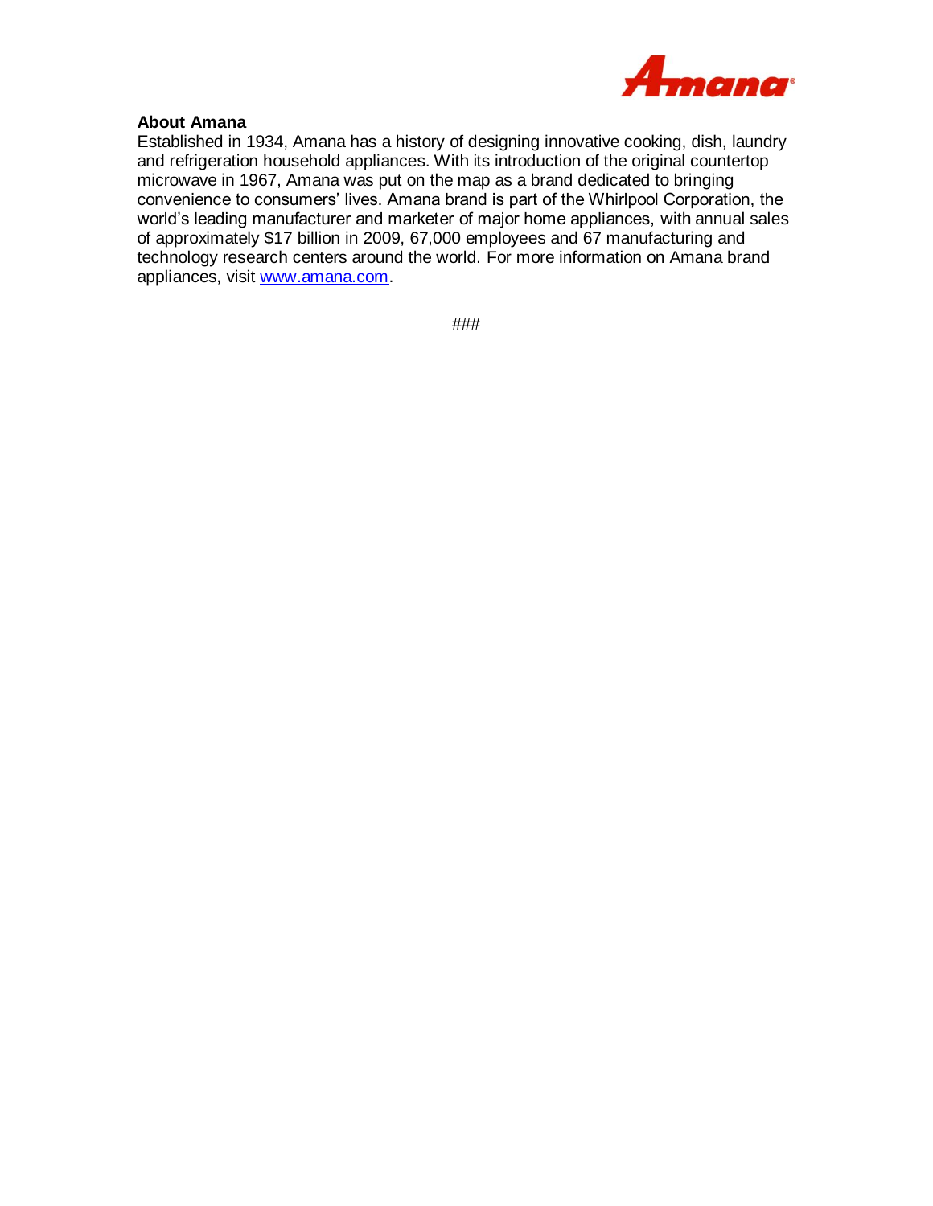**About Amana**
Established in 1934, Amana has a history of designing innovative cooking, dish, laundry and refrigeration household appliances. With its introduction of the original countertop microwave in 1967, Amana was put on the map as a brand dedicated to bringing convenience to consumers' lives. Amana brand is part of the Whirlpool Corporation, the world's leading manufacturer and marketer of major home appliances, with annual sales of approximately $17 billion in 2009, 67,000 employees and 67 manufacturing and technology research centers around the world. For more information on Amana brand appliances, visit [www.amana.com](http://www.amana.com).

###